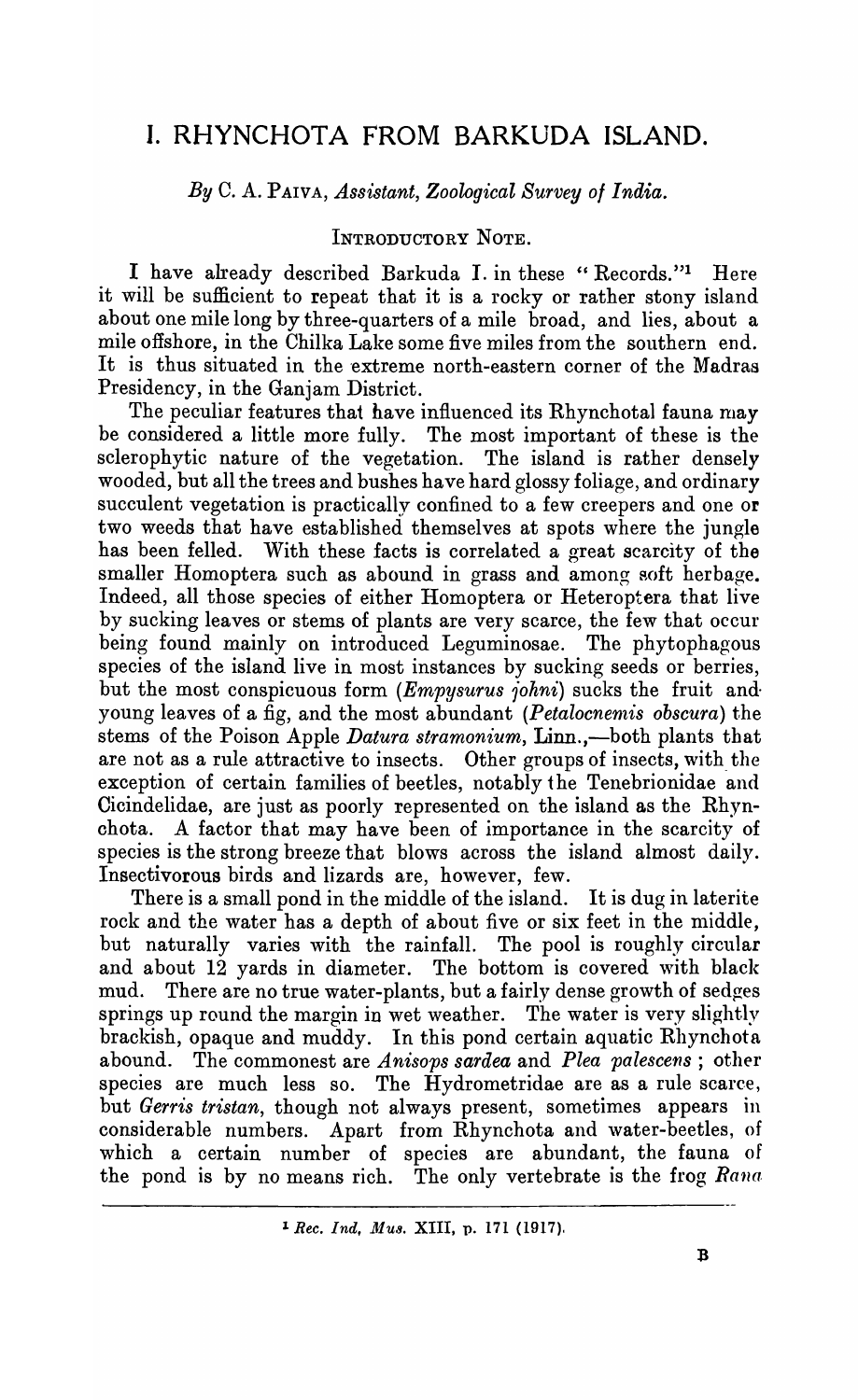# I. RHYNCHOTA FROM BARKUDA ISLAND.

*By* C. A. PAIVA, *Assistant, Zoological Survey of India.*

## INTRODUCTORY NOTE.

I have already described Barkuda I. in these "Records."[1] Here it will be sufficient to repeat that it is a rocky or rather stony island about one mile long by three-quarters of a mile broad, and lies, about a mile offshore, in the Chilka Lake some five miles from the southern end. It is thus situated in the extreme north-eastern corner of the Madras Presidency, in the Ganjam District.

The peculiar features that have influenced its Rhynchotal fauna may be considered a little more fully. The most important of these is the sclerophytic nature of the vegetation. The island is rather densely wooded, but all the trees and bushes have hard glossy foliage, and ordinary succulent vegetation is practically confined to a few creepers and one or two weeds that have established themselves at spots where the jungle has been felled. With these facts is correlated a great scarcity of the smaller Homoptera such as abound in grass and among soft herbage. Indeed, all those species of either Homoptera or Heteroptera that live by sucking leaves or stems of plants are very scarce, the few that occur being found mainly on introduced Leguminosae. The phytophagous species of the island live in most instances by sucking seeds or berries, but the most conspicuous form (*Empysurus johni*) sucks the fruit and young leaves of a fig, and the most abundant (*Petalocnemis obscura*) the stems of the Poison Apple *Datura stramonium*, Linn.,—both plants that are not as a rule attractive to insects. Other groups of insects, with the exception of certain families of beetles, notably the Tenebrionidae and Cicindelidae, are just as poorly represented on the island as the Rhynchota. A factor that may have been of importance in the scarcity of species is the strong breeze that blows across the island almost daily. Insectivorous birds and lizards are, however, few.

There is a small pond in the middle of the island. It is dug in laterite rock and the water has a depth of about five or six feet in the middle, but naturally varies with the rainfall. The pool is roughly circular and about 12 yards in diameter. The bottom is covered with black mud. There are no true water-plants, but a fairly dense growth of sedges springs up round the margin in wet weather. The water is very slightly brackish, opaque and muddy. In this pond certain aquatic Rhynchota abound. The commonest are *Anisops sardea* and *Plea palescens* ; other species are much less so. The Hydrometridae are as a rule scarce, but *Gerris tristan*, though not always present, sometimes appears in considerable numbers. Apart from Rhynchota and water-beetles, of which a certain number of species are abundant, the fauna of the pond is by no means rich. The only vertebrate is the frog *Rana*

[1] *Rec. Ind. Mus.* XIII, p. 171 (1917).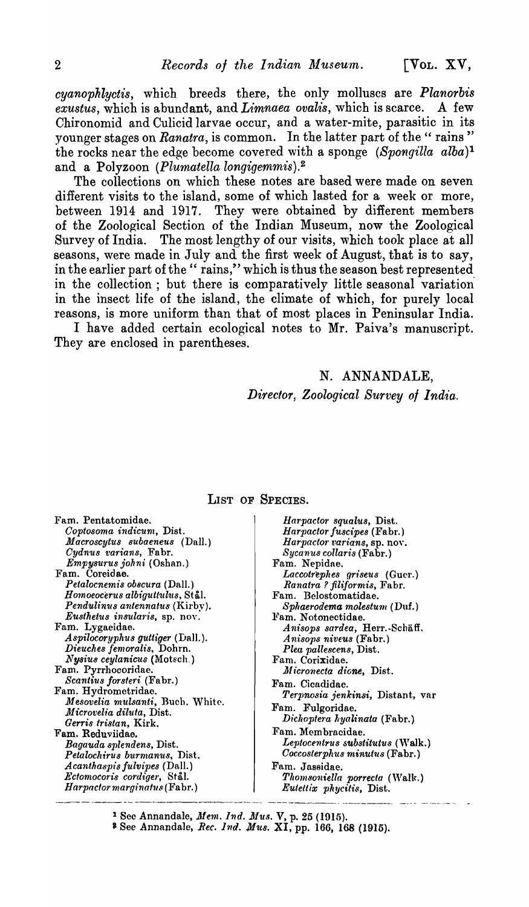*cyanophlyctis*, which breeds there, the only molluscs are *Planorbis exustus*, which is abundant, and *Limnaea ovalis*, which is scarce. A few Chironomid and Culicid larvae occur, and a water-mite, parasitic in its younger stages on *Ranatra*, is common. In the latter part of the "rains" the rocks near the edge become covered with a sponge (*Spongilla alba*)[1] and a Polyzoon (*Plumatella longigemmis*).[2]

The collections on which these notes are based were made on seven different visits to the island, some of which lasted for a week or more, between 1914 and 1917. They were obtained by different members of the Zoological Section of the Indian Museum, now the Zoological Survey of India. The most lengthy of our visits, which took place at all seasons, were made in July and the first week of August, that is to say, in the earlier part of the "rains," which is thus the season best represented in the collection; but there is comparatively little seasonal variation in the insect life of the island, the climate of which, for purely local reasons, is more uniform than that of most places in Peninsular India.

I have added certain ecological notes to Mr. Paiva's manuscript. They are enclosed in parentheses.

N. ANNANDALE,
*Director, Zoological Survey of India.*

## LIST OF SPECIES.

Fam. Pentatomidae.
- *Coptosoma indicum*, Dist.
- *Macroscytus subaeneus* (Dall.)
- *Cydnus varians*, Fabr.
- *Empysurus johni* (Oshan.)

Fam. Coreidae.
- *Petalocnemis obscura* (Dall.)
- *Homoeocerus albiguttulus*, Stål.
- *Pendulinus antennatus* (Kirby).
- *Eusthetus insularis*, sp. nov.

Fam. Lygaeidae.
- *Aspilocoryphus guttiger* (Dall.).
- *Dieuches femoralis*, Dohrn.
- *Nysius ceylanicus* (Motsch.)

Fam. Pyrrhocoridae.
- *Scantius forsteri* (Fabr.)

Fam. Hydrometridae.
- *Mesovelia mulsanti*, Buch. White.
- *Microvelia diluta*, Dist.
- *Gerris tristan*, Kirk.

Fam. Reduviidae.
- *Bagauda splendens*, Dist.
- *Petalochirus burmanus*, Dist.
- *Acanthaspis fulvipes* (Dall.)
- *Ectomocoris cordiger*, Stål.
- *Harpactor marginatus* (Fabr.)
- *Harpactor squalus*, Dist.
- *Harpactor fuscipes* (Fabr.)
- *Harpactor varians*, sp. nov.
- *Sycanus collaris* (Fabr.)

Fam. Nepidae.
- *Laccotrephes griseus* (Guer.)
- *Ranatra ? filiformis*, Fabr.

Fam. Belostomatidae.
- *Sphaerodema molestum* (Duf.)

Fam. Notonectidae.
- *Anisops sardea*, Herr.-Schäff.
- *Anisops niveus* (Fabr.)
- *Plea pallescens*, Dist.

Fam. Corixidae.
- *Micronecta dione*, Dist.

Fam. Cicadidae.
- *Terpnosia jenkinsi*, Distant, var

Fam. Fulgoridae.
- *Dichoptera hyalinata* (Fabr.)

Fam. Membracidae.
- *Leptocentrus substitutus* (Walk.)
- *Coccosterphus minutus* (Fabr.)

Fam. Jassidae.
- *Thomsoniella porrecta* (Walk.)
- *Eutettix phycitis*, Dist.

---

[1] See Annandale, *Mem. Ind. Mus.* V, p. 25 (1915).

[2] See Annandale, *Rec. Ind. Mus.* XI, pp. 166, 168 (1915).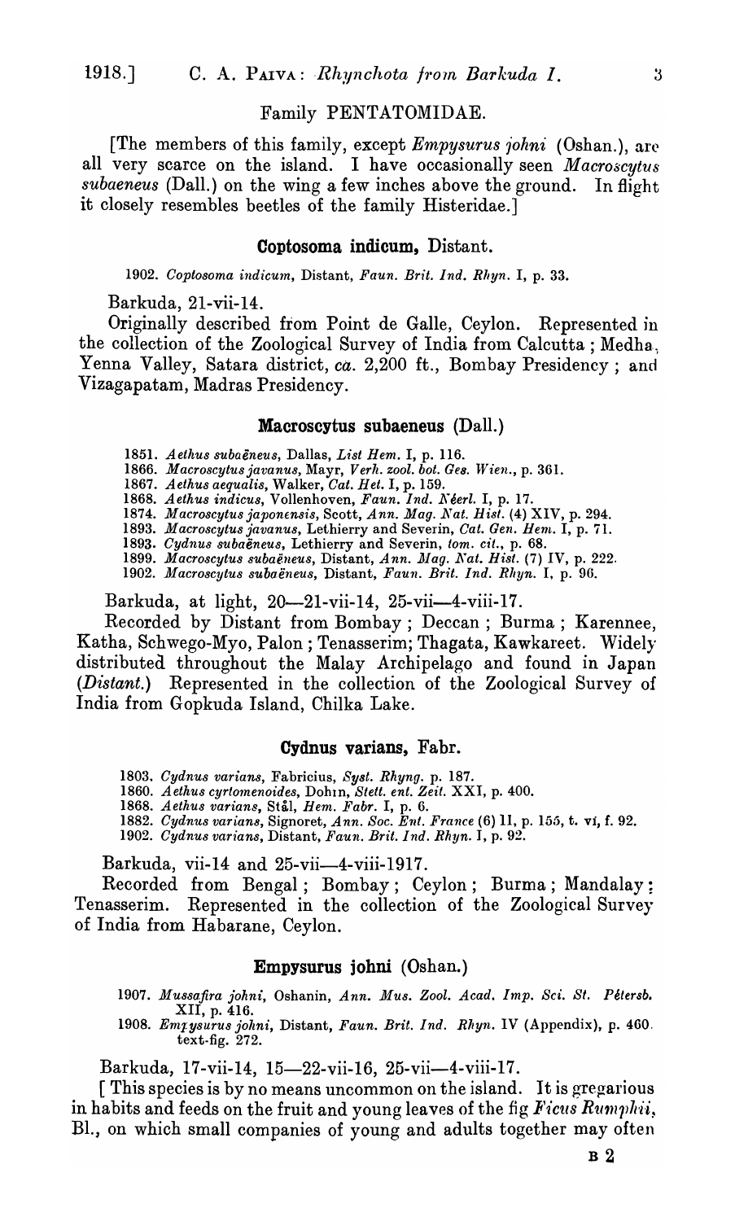## Family PENTATOMIDAE.

[The members of this family, except *Empysurus johni* (Oshan.), are all very scarce on the island. I have occasionally seen *Macroscytus subaeneus* (Dall.) on the wing a few inches above the ground. In flight it closely resembles beetles of the family Histeridae.]

### Coptosoma indicum, Distant.

1902. *Coptosoma indicum*, Distant, *Faun. Brit. Ind. Rhyn.* I, p. 33.

Barkuda, 21-vii-14.

Originally described from Point de Galle, Ceylon. Represented in the collection of the Zoological Survey of India from Calcutta; Medha, Yenna Valley, Satara district, *ca.* 2,200 ft., Bombay Presidency; and Vizagapatam, Madras Presidency.

### Macroscytus subaeneus (Dall.)

1851. *Aethus subaēneus*, Dallas, *List Hem.* I, p. 116.
1866. *Macroscytus javanus*, Mayr, *Verh. zool. bot. Ges. Wien.*, p. 361.
1867. *Aethus aequalis*, Walker, *Cat. Het.* I, p. 159.
1868. *Aethus indicus*, Vollenhoven, *Faun. Ind. Néerl.* I, p. 17.
1874. *Macroscytus japonensis*, Scott, *Ann. Mag. Nat. Hist.* (4) XIV, p. 294.
1893. *Macroscytus javanus*, Lethierry and Severin, *Cat. Gen. Hem.* I, p. 71.
1893. *Cydnus subaēneus*, Lethierry and Severin, *tom. cit.*, p. 68.
1899. *Macroscytus subaēneus*, Distant, *Ann. Mag. Nat. Hist.* (7) IV, p. 222.
1902. *Macroscytus subaēneus*, Distant, *Faun. Brit. Ind. Rhyn.* I, p. 96.

Barkuda, at light, 20—21-vii-14, 25-vii—4-viii-17.

Recorded by Distant from Bombay; Deccan; Burma; Karennee, Katha, Schwego-Myo, Palon; Tenasserim; Thagata, Kawkareet. Widely distributed throughout the Malay Archipelago and found in Japan (*Distant.*) Represented in the collection of the Zoological Survey of India from Gopkuda Island, Chilka Lake.

### Cydnus varians, Fabr.

1803. *Cydnus varians*, Fabricius, *Syst. Rhyng.* p. 187.
1860. *Aethus cyrtomenoides*, Dohrn, *Stett. ent. Zeit.* XXI, p. 400.
1868. *Aethus varians*, Stål, *Hem. Fabr.* I, p. 6.
1882. *Cydnus varians*, Signoret, *Ann. Soc. Ent. France* (6) II, p. 155, t. vi, f. 92.
1902. *Cydnus varians*, Distant, *Faun. Brit. Ind. Rhyn.* I, p. 92.

Barkuda, vii-14 and 25-vii—4-viii-1917.

Recorded from Bengal; Bombay; Ceylon; Burma; Mandalay; Tenasserim. Represented in the collection of the Zoological Survey of India from Habarane, Ceylon.

### Empysurus johni (Oshan.)

1907. *Mussafira johni*, Oshanin, *Ann. Mus. Zool. Acad. Imp. Sci. St. Pétersb.* XII, p. 416.
1908. *Empysurus johni*, Distant, *Faun. Brit. Ind. Rhyn.* IV (Appendix), p. 460. text-fig. 272.

Barkuda, 17-vii-14, 15—22-vii-16, 25-vii—4-viii-17.

[This species is by no means uncommon on the island. It is gregarious in habits and feeds on the fruit and young leaves of the fig *Ficus Rumphii*, Bl., on which small companies of young and adults together may often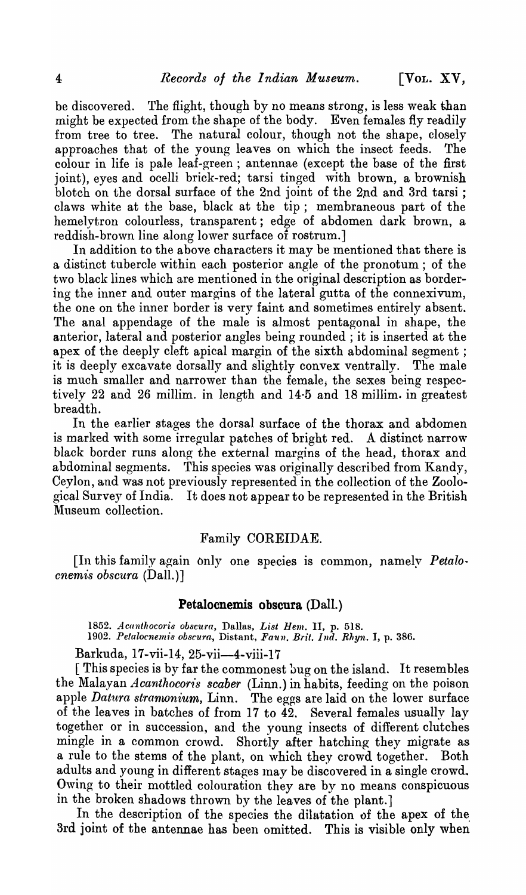be discovered. The flight, though by no means strong, is less weak than might be expected from the shape of the body. Even females fly readily from tree to tree. The natural colour, though not the shape, closely approaches that of the young leaves on which the insect feeds. The colour in life is pale leaf-green; antennae (except the base of the first joint), eyes and ocelli brick-red; tarsi tinged with brown, a brownish blotch on the dorsal surface of the 2nd joint of the 2nd and 3rd tarsi; claws white at the base, black at the tip; membraneous part of the hemelytron colourless, transparent; edge of abdomen dark brown, a reddish-brown line along lower surface of rostrum.]

In addition to the above characters it may be mentioned that there is a distinct tubercle within each posterior angle of the pronotum; of the two black lines which are mentioned in the original description as bordering the inner and outer margins of the lateral gutta of the connexivum, the one on the inner border is very faint and sometimes entirely absent. The anal appendage of the male is almost pentagonal in shape, the anterior, lateral and posterior angles being rounded; it is inserted at the apex of the deeply cleft apical margin of the sixth abdominal segment; it is deeply excavate dorsally and slightly convex ventrally. The male is much smaller and narrower than the female, the sexes being respectively 22 and 26 millim. in length and 14·5 and 18 millim. in greatest breadth.

In the earlier stages the dorsal surface of the thorax and abdomen is marked with some irregular patches of bright red. A distinct narrow black border runs along the external margins of the head, thorax and abdominal segments. This species was originally described from Kandy, Ceylon, and was not previously represented in the collection of the Zoological Survey of India. It does not appear to be represented in the British Museum collection.

## Family COREIDAE.

[In this family again only one species is common, namely *Petalocnemis obscura* (Dall.)]

### Petalocnemis obscura (Dall.)

1852. *Acanthocoris obscura*, Dallas, *List Hem.* II, p. 518.
1902. *Petalocnemis obscura*, Distant, *Faun. Brit. Ind. Rhyn.* I, p. 386.

Barkuda, 17-vii-14, 25-vii—4-viii-17

[This species is by far the commonest bug on the island. It resembles the Malayan *Acanthocoris scaber* (Linn.) in habits, feeding on the poison apple *Datura stramonium*, Linn. The eggs are laid on the lower surface of the leaves in batches of from 17 to 42. Several females usually lay together or in succession, and the young insects of different clutches mingle in a common crowd. Shortly after hatching they migrate as a rule to the stems of the plant, on which they crowd together. Both adults and young in different stages may be discovered in a single crowd. Owing to their mottled colouration they are by no means conspicuous in the broken shadows thrown by the leaves of the plant.]

In the description of the species the dilatation of the apex of the 3rd joint of the antennae has been omitted. This is visible only when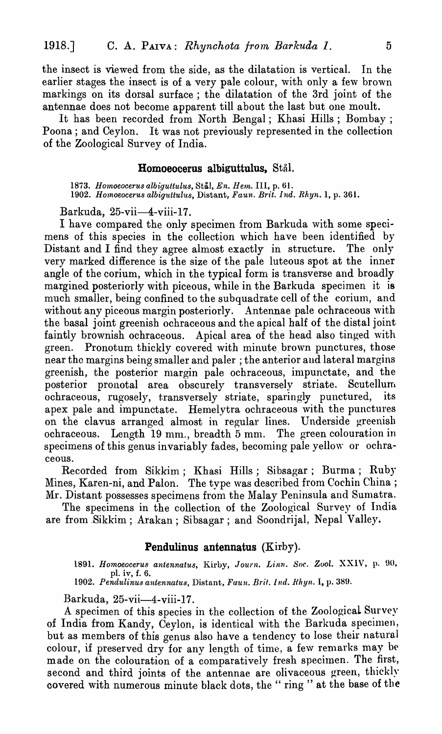the insect is viewed from the side, as the dilatation is vertical. In the earlier stages the insect is of a very pale colour, with only a few brown markings on its dorsal surface; the dilatation of the 3rd joint of the antennae does not become apparent till about the last but one moult.

It has been recorded from North Bengal; Khasi Hills; Bombay; Poona; and Ceylon. It was not previously represented in the collection of the Zoological Survey of India.

### Homoeocerus albiguttulus, Stål.

1873. *Homoeocerus albiguttulus*, Stål, *En. Hem.* III, p. 61.
1902. *Homoeocerus albiguttulus*, Distant, *Faun. Brit. Ind. Rhyn.* 1, p. 361.

Barkuda, 25-vii—4-viii-17.

I have compared the only specimen from Barkuda with some specimens of this species in the collection which have been identified by Distant and I find they agree almost exactly in structure. The only very marked difference is the size of the pale luteous spot at the inner angle of the corium, which in the typical form is transverse and broadly margined posteriorly with piceous, while in the Barkuda specimen it is much smaller, being confined to the subquadrate cell of the corium, and without any piceous margin posteriorly. Antennae pale ochraceous with the basal joint greenish ochraceous and the apical half of the distal joint faintly brownish ochraceous. Apical area of the head also tinged with green. Pronotum thickly covered with minute brown punctures, those near the margins being smaller and paler; the anterior and lateral margins greenish, the posterior margin pale ochraceous, impunctate, and the posterior pronotal area obscurely transversely striate. Scutellum ochraceous, rugosely, transversely striate, sparingly punctured, its apex pale and impunctate. Hemelytra ochraceous with the punctures on the clavus arranged almost in regular lines. Underside greenish ochraceous. Length 19 mm., breadth 5 mm. The green colouration in specimens of this genus invariably fades, becoming pale yellow or ochraceous.

Recorded from Sikkim; Khasi Hills; Sibsagar; Burma; Ruby Mines, Karen-ni, and Palon. The type was described from Cochin China; Mr. Distant possesses specimens from the Malay Peninsula and Sumatra.

The specimens in the collection of the Zoological Survey of India are from Sikkim; Arakan; Sibsagar; and Soondrijal, Nepal Valley.

### Pendulinus antennatus (Kirby).

1891. *Homoeocerus antennatus*, Kirby, *Journ. Linn. Soc. Zool.* XXIV, p. 90, pl. iv, f. 6.
1902. *Pendulinus antennatus*, Distant, *Faun. Brit. Ind. Rhyn.* I, p. 389.

Barkuda, 25-vii—4-viii-17.

A specimen of this species in the collection of the Zoological Survey of India from Kandy, Ceylon, is identical with the Barkuda specimen, but as members of this genus also have a tendency to lose their natural colour, if preserved dry for any length of time, a few remarks may be made on the colouration of a comparatively fresh specimen. The first, second and third joints of the antennae are olivaceous green, thickly covered with numerous minute black dots, the "ring" at the base of the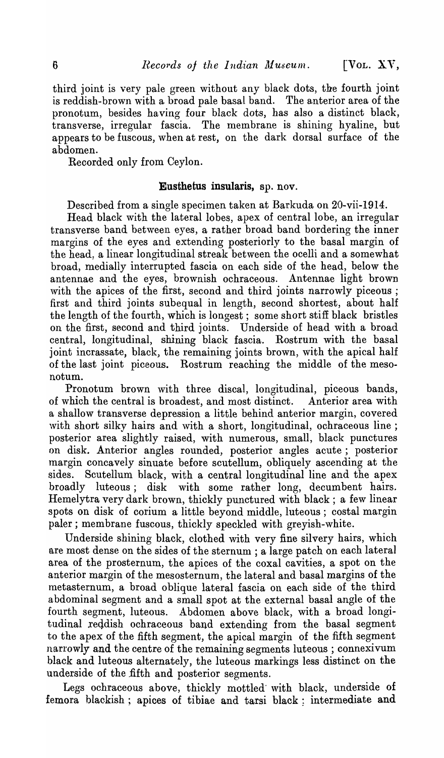third joint is very pale green without any black dots, the fourth joint is reddish-brown with a broad pale basal band. The anterior area of the pronotum, besides having four black dots, has also a distinct black, transverse, irregular fascia. The membrane is shining hyaline, but appears to be fuscous, when at rest, on the dark dorsal surface of the abdomen.

Recorded only from Ceylon.

### Eusthetus insularis, sp. nov.

Described from a single specimen taken at Barkuda on 20-vii-1914.

Head black with the lateral lobes, apex of central lobe, an irregular transverse band between eyes, a rather broad band bordering the inner margins of the eyes and extending posteriorly to the basal margin of the head, a linear longitudinal streak between the ocelli and a somewhat broad, medially interrupted fascia on each side of the head, below the antennae and the eyes, brownish ochraceous. Antennae light brown with the apices of the first, second and third joints narrowly piceous; first and third joints subequal in length, second shortest, about half the length of the fourth, which is longest; some short stiff black bristles on the first, second and third joints. Underside of head with a broad central, longitudinal, shining black fascia. Rostrum with the basal joint incrassate, black, the remaining joints brown, with the apical half of the last joint piceous. Rostrum reaching the middle of the mesonotum.

Pronotum brown with three discal, longitudinal, piceous bands, of which the central is broadest, and most distinct. Anterior area with a shallow transverse depression a little behind anterior margin, covered with short silky hairs and with a short, longitudinal, ochraceous line; posterior area slightly raised, with numerous, small, black punctures on disk. Anterior angles rounded, posterior angles acute; posterior margin concavely sinuate before scutellum, obliquely ascending at the sides. Scutellum black, with a central longitudinal line and the apex broadly luteous; disk with some rather long, decumbent hairs. Hemelytra very dark brown, thickly punctured with black; a few linear spots on disk of corium a little beyond middle, luteous; costal margin paler; membrane fuscous, thickly speckled with greyish-white.

Underside shining black, clothed with very fine silvery hairs, which are most dense on the sides of the sternum; a large patch on each lateral area of the prosternum, the apices of the coxal cavities, a spot on the anterior margin of the mesosternum, the lateral and basal margins of the metasternum, a broad oblique lateral fascia on each side of the third abdominal segment and a small spot at the external basal angle of the fourth segment, luteous. Abdomen above black, with a broad longitudinal reddish ochraceous band extending from the basal segment to the apex of the fifth segment, the apical margin of the fifth segment narrowly and the centre of the remaining segments luteous; connexivum black and luteous alternately, the luteous markings less distinct on the underside of the fifth and posterior segments.

Legs ochraceous above, thickly mottled with black, underside of femora blackish; apices of tibiae and tarsi black: intermediate and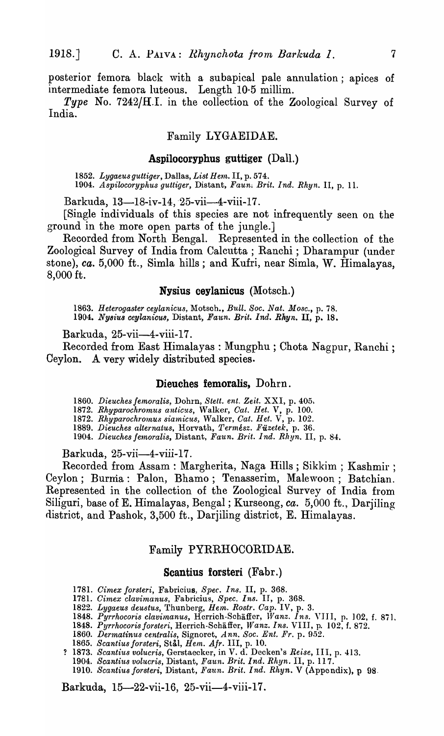posterior femora black with a subapical pale annulation; apices of intermediate femora luteous. Length 10·5 millim.

*Type* No. 7242/H.I. in the collection of the Zoological Survey of India.

## Family LYGAEIDAE.

### Aspilocoryphus guttiger (Dall.)

1852. *Lygaeus guttiger*, Dallas, *List Hem.* II, p. 574.
1904. *Aspilocoryphus guttiger*, Distant, *Faun. Brit. Ind. Rhyn.* II, p. 11.

Barkuda, 13—18-iv-14, 25-vii—4-viii-17.

[Single individuals of this species are not infrequently seen on the ground in the more open parts of the jungle.]

Recorded from North Bengal. Represented in the collection of the Zoological Survey of India from Calcutta; Ranchi; Dharampur (under stone), *ca.* 5,000 ft., Simla hills; and Kufri, near Simla, W. Himalayas, 8,000 ft.

### Nysius ceylanicus (Motsch.)

1863. *Heterogaster ceylanicus*, Motsch., *Bull. Soc. Nat. Mosc.*, p. 78.
1904. *Nysius ceylanicus*, Distant, *Faun. Brit. Ind. Rhyn.* II, p. 18.

Barkuda, 25-vii—4-viii-17.

Recorded from East Himalayas: Mungphu; Chota Nagpur, Ranchi; Ceylon. A very widely distributed species.

### Dieuches femoralis, Dohrn.

1860. *Dieuches femoralis*, Dohrn, *Stett. ent. Zeit.* XXI, p. 405.
1872. *Rhyparochromus anticus*, Walker, *Cat. Het.* V, p. 100.
1872. *Rhyparochromus siamicus*, Walker, *Cat. Het.* V, p. 102.
1889. *Dieuches alternatus*, Horvath, *Termész. Füzetek*, p. 36.
1904. *Dieuches femoralis*, Distant, *Faun. Brit. Ind. Rhyn.* II, p. 84.

Barkuda, 25-vii—4-viii-17.

Recorded from Assam: Margherita, Naga Hills; Sikkim; Kashmir; Ceylon; Burma: Palon, Bhamo; Tenasserim, Malewoon; Batchian. Represented in the collection of the Zoological Survey of India from Siliguri, base of E. Himalayas, Bengal; Kurseong, *ca.* 5,000 ft., Darjiling district, and Pashok, 3,500 ft., Darjiling district, E. Himalayas.

## Family PYRRHOCORIDAE.

### Scantius forsteri (Fabr.)

1781. *Cimex forsteri*, Fabricius, *Spec. Ins.* II, p. 368.
1781. *Cimex clavimanus*, Fabricius, *Spec. Ins.* II, p. 368.
1822. *Lygaeus deustus*, Thunberg, *Hem. Rostr. Cap.* IV, p. 3.
1848. *Pyrrhocoris clavimanus*, Herrich-Schäffer, *Wanz. Ins.* VIII, p. 102, f. 871.
1848. *Pyrrhocoris forsteri*, Herrich-Schäffer, *Wanz. Ins.* VIII, p. 102, f. 872.
1860. *Dermatinus centralis*, Signoret, *Ann. Soc. Ent. Fr.* p. 952.
1865. *Scantius forsteri*, Stål, *Hem. Afr.* III, p. 10.
? 1873. *Scantius volucris*, Gerstaecker, in V. d. Decken's *Reise*, III, p. 413.
1904. *Scantius volucris*, Distant, *Faun. Brit. Ind. Rhyn.* II, p. 117.
1910. *Scantius forsteri*, Distant, *Faun. Brit. Ind. Rhyn.* V (Appendix), p 98.

Barkuda, 15—22-vii-16, 25-vii—4-viii-17.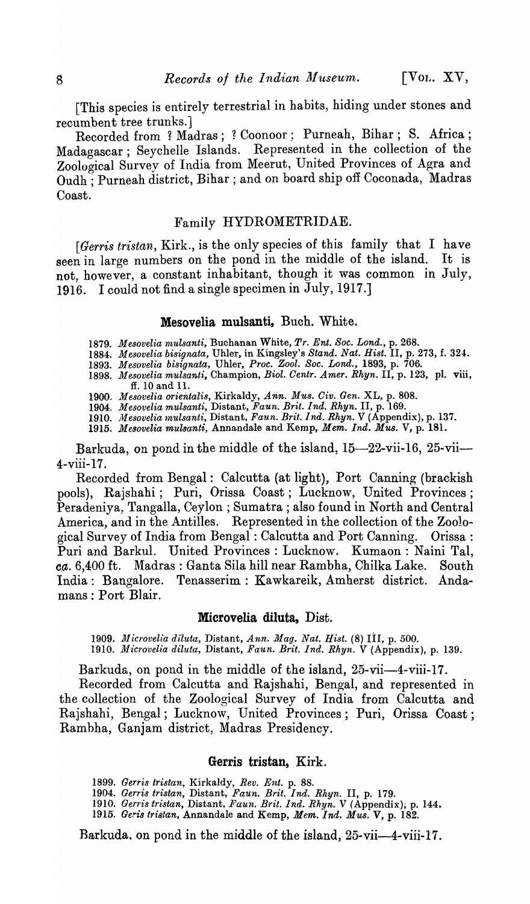[This species is entirely terrestrial in habits, hiding under stones and recumbent tree trunks.]

Recorded from ? Madras ; ? Coonoor ; Purneah, Bihar ; S. Africa ; Madagascar ; Seychelle Islands. Represented in the collection of the Zoological Survey of India from Meerut, United Provinces of Agra and Oudh ; Purneah district, Bihar ; and on board ship off Coconada, Madras Coast.

## Family HYDROMETRIDAE.

[*Gerris tristan*, Kirk., is the only species of this family that I have seen in large numbers on the pond in the middle of the island. It is not, however, a constant inhabitant, though it was common in July, 1916. I could not find a single specimen in July, 1917.]

### Mesovelia mulsanti, Buch. White.

1879. *Mesovelia mulsanti*, Buchanan White, *Tr. Ent. Soc. Lond.*, p. 268.
1884. *Mesovelia bisignata*, Uhler, in Kingsley's *Stand. Nat. Hist.* II, p. 273, f. 324.
1893. *Mesovelia bisignata*, Uhler, *Proc. Zool. Soc. Lond.*, 1893, p. 706.
1898. *Mesovelia mulsanti*, Champion, *Biol. Centr. Amer. Rhyn.* II, p. 123, pl. viii, ff. 10 and 11.
1900. *Mesovelia orientalis*, Kirkaldy, *Ann. Mus. Civ. Gen.* XL, p. 808.
1904. *Mesovelia mulsanti*, Distant, *Faun. Brit. Ind. Rhyn.* II, p. 169.
1910. *Mesovelia mulsanti*, Distant, *Faun. Brit. Ind. Rhyn.* V (Appendix), p. 137.
1915. *Mesovelia mulsanti*, Annandale and Kemp, *Mem. Ind. Mus.* V, p. 181.

Barkuda, on pond in the middle of the island, 15—22-vii-16, 25-vii—4-viii-17.

Recorded from Bengal: Calcutta (at light), Port Canning (brackish pools), Rajshahi ; Puri, Orissa Coast ; Lucknow, United Provinces ; Peradeniya, Tangalla, Ceylon ; Sumatra ; also found in North and Central America, and in the Antilles. Represented in the collection of the Zoological Survey of India from Bengal : Calcutta and Port Canning. Orissa : Puri and Barkul. United Provinces : Lucknow. Kumaon : Naini Tal, *ca.* 6,400 ft. Madras : Ganta Sila hill near Rambha, Chilka Lake. South India : Bangalore. Tenasserim : Kawkareik, Amherst district. Andamans : Port Blair.

### Microvelia diluta, Dist.

1909. *Microvelia diluta*, Distant, *Ann. Mag. Nat. Hist.* (8) III, p. 500.
1910. *Microvelia diluta*, Distant, *Faun. Brit. Ind. Rhyn.* V (Appendix), p. 139.

Barkuda, on pond in the middle of the island, 25-vii—4-viii-17.

Recorded from Calcutta and Rajshahi, Bengal, and represented in the collection of the Zoological Survey of India from Calcutta and Rajshahi, Bengal ; Lucknow, United Provinces ; Puri, Orissa Coast ; Rambha, Ganjam district, Madras Presidency.

### Gerris tristan, Kirk.

1899. *Gerris tristan*, Kirkaldy, *Rev. Ent.* p. 88.
1904. *Gerris tristan*, Distant, *Faun. Brit. Ind. Rhyn.* II, p. 179.
1910. *Gerris tristan*, Distant, *Faun. Brit. Ind. Rhyn.* V (Appendix), p. 144.
1915. *Geris tristan*, Annandale and Kemp, *Mem. Ind. Mus.* V, p. 182.

Barkuda, on pond in the middle of the island, 25-vii—4-viii-17.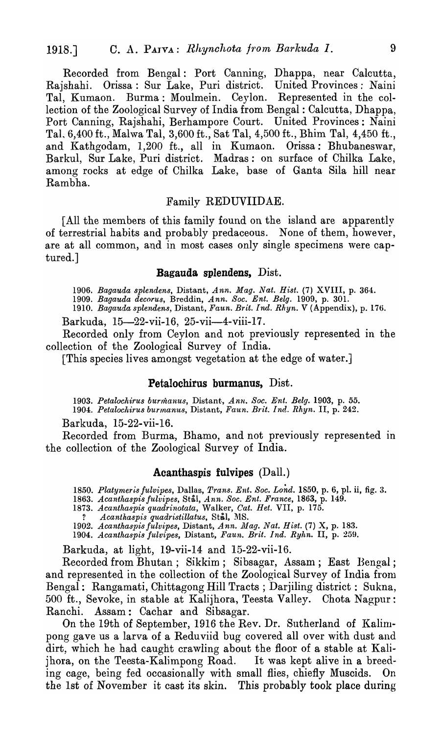Recorded from Bengal: Port Canning, Dhappa, near Calcutta, Rajshahi. Orissa: Sur Lake, Puri district. United Provinces: Naini Tal, Kumaon. Burma: Moulmein. Ceylon. Represented in the collection of the Zoological Survey of India from Bengal: Calcutta, Dhappa, Port Canning, Rajshahi, Berhampore Court. United Provinces: Naini Tal, 6,400 ft., Malwa Tal, 3,600 ft., Sat Tal, 4,500 ft., Bhim Tal, 4,450 ft., and Kathgodam, 1,200 ft., all in Kumaon. Orissa: Bhubaneswar, Barkul, Sur Lake, Puri district. Madras: on surface of Chilka Lake, among rocks at edge of Chilka Lake, base of Ganta Sila hill near Rambha.

## Family REDUVIIDAE.

[All the members of this family found on the island are apparently of terrestrial habits and probably predaceous. None of them, however, are at all common, and in most cases only single specimens were captured.]

### **Bagauda splendens,** Dist.

1906. *Bagauda splendens*, Distant, *Ann. Mag. Nat. Hist.* (7) XVIII, p. 364.
1909. *Bagauda decorus*, Breddin, *Ann. Soc. Ent. Belg.* 1909, p. 301.
1910. *Bagauda splendens*, Distant, *Faun. Brit. Ind. Rhyn.* V (Appendix), p. 176.

Barkuda, 15—22-vii-16, 25-vii—4-viii-17.

Recorded only from Ceylon and not previously represented in the collection of the Zoological Survey of India.

[This species lives amongst vegetation at the edge of water.]

### **Petalochirus burmanus,** Dist.

1903. *Petalochirus burmanus*, Distant, *Ann. Soc. Ent. Belg.* 1903, p. 55.
1904. *Petalochirus burmanus*, Distant, *Faun. Brit. Ind. Rhyn.* II, p. 242.

Barkuda, 15-22-vii-16.

Recorded from Burma, Bhamo, and not previously represented in the collection of the Zoological Survey of India.

### **Acanthaspis fulvipes** (Dall.)

1850. *Platymeris fulvipes*, Dallas, *Trans. Ent. Soc. Lond.* 1850, p. 6, pl. ii, fig. 3.
1863. *Acanthaspis fulvipes*, Stål, *Ann. Soc. Ent. France*, 1863, p. 149.
1873. *Acanthaspis quadrinotata*, Walker, *Cat. Het.* VII, p. 175.
? *Acanthaspis quadristillatus*, Stål, MS.
1902. *Acanthaspis fulvipes*, Distant, *Ann. Mag. Nat. Hist.* (7) X, p. 183.
1904. *Acanthaspis fulvipes*, Distant, *Faun. Brit. Ind. Ryhn.* II, p. 259.

Barkuda, at light, 19-vii-14 and 15-22-vii-16.

Recorded from Bhutan; Sikkim; Sibsagar, Assam; East Bengal; and represented in the collection of the Zoological Survey of India from Bengal: Rangamati, Chittagong Hill Tracts; Darjiling district: Sukna, 500 ft., Sevoke, in stable at Kalijhora, Teesta Valley. Chota Nagpur: Ranchi. Assam: Cachar and Sibsagar.

On the 19th of September, 1916 the Rev. Dr. Sutherland of Kalimpong gave us a larva of a Reduviid bug covered all over with dust and dirt, which he had caught crawling about the floor of a stable at Kalijhora, on the Teesta-Kalimpong Road. It was kept alive in a breeding cage, being fed occasionally with small flies, chiefly Muscids. On the 1st of November it cast its skin. This probably took place during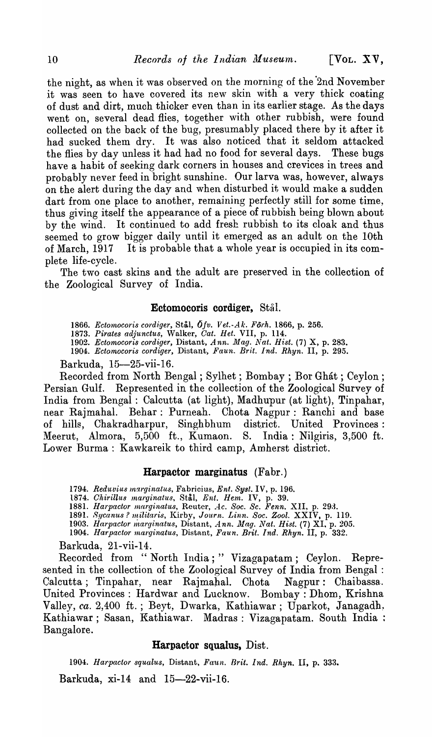the night, as when it was observed on the morning of the 2nd November it was seen to have covered its new skin with a very thick coating of dust and dirt, much thicker even than in its earlier stage. As the days went on, several dead flies, together with other rubbish, were found collected on the back of the bug, presumably placed there by it after it had sucked them dry. It was also noticed that it seldom attacked the flies by day unless it had had no food for several days. These bugs have a habit of seeking dark corners in houses and crevices in trees and probably never feed in bright sunshine. Our larva was, however, always on the alert during the day and when disturbed it would make a sudden dart from one place to another, remaining perfectly still for some time, thus giving itself the appearance of a piece of rubbish being blown about by the wind. It continued to add fresh rubbish to its cloak and thus seemed to grow bigger daily until it emerged as an adult on the 10th of March, 1917 It is probable that a whole year is occupied in its complete life-cycle.

The two cast skins and the adult are preserved in the collection of the Zoological Survey of India.

### Ectomocoris cordiger, Stål.

1866. *Ectomocoris cordiger*, Stål, *Öfv. Vet.-Ak. Förh.* 1866, p. 256.
1873. *Pirates adjunctus*, Walker, *Cat. Het.* VII, p. 114.
1902. *Ectomocoris cordiger*, Distant, *Ann. Mag. Nat. Hist.* (7) X, p. 283.
1904. *Ectomocoris cordiger*, Distant, *Faun. Brit. Ind. Rhyn.* II, p. 295.

Barkuda, 15—25-vii-16.

Recorded from North Bengal; Sylhet; Bombay; Bor Ghát; Ceylon; Persian Gulf. Represented in the collection of the Zoological Survey of India from Bengal: Calcutta (at light), Madhupur (at light), Tinpahar, near Rajmahal. Behar: Purneah. Chota Nagpur: Ranchi and base of hills, Chakradharpur, Singhbhum district. United Provinces: Meerut, Almora, 5,500 ft., Kumaon. S. India: Nilgiris, 3,500 ft. Lower Burma: Kawkareik to third camp, Amherst district.

### Harpactor marginatus (Fabr.)

1794. *Reduvius marginatus*, Fabricius, *Ent. Syst.* IV, p. 196.
1874. *Chirillus marginatus*, Stål, *Ent. Hem.* IV, p. 39.
1881. *Harpactor marginatus*, Reuter, *Ac. Soc. Sc. Fenn.* XII, p. 293.
1891. *Sycanus ? militaris*, Kirby, *Journ. Linn. Soc. Zool.* XXIV, p. 119.
1903. *Harpactor marginatus*, Distant, *Ann. Mag. Nat. Hist.* (7) XI, p. 205.
1904. *Harpactor marginatus*, Distant, *Faun. Brit. Ind. Rhyn.* II, p. 332.

Barkuda, 21-vii-14.

Recorded from "North India;" Vizagapatam; Ceylon. Represented in the collection of the Zoological Survey of India from Bengal: Calcutta; Tinpahar, near Rajmahal. Chota Nagpur: Chaibassa. United Provinces: Hardwar and Lucknow. Bombay: Dhom, Krishna Valley, *ca.* 2,400 ft.; Beyt, Dwarka, Kathiawar; Uparkot, Janagadh, Kathiawar; Sasan, Kathiawar. Madras: Vizagapatam. South India: Bangalore.

### Harpactor squalus, Dist.

1904. *Harpactor squalus*, Distant, *Faun. Brit. Ind. Rhyn.* II, p. 333.

Barkuda, xi-14 and 15—22-vii-16.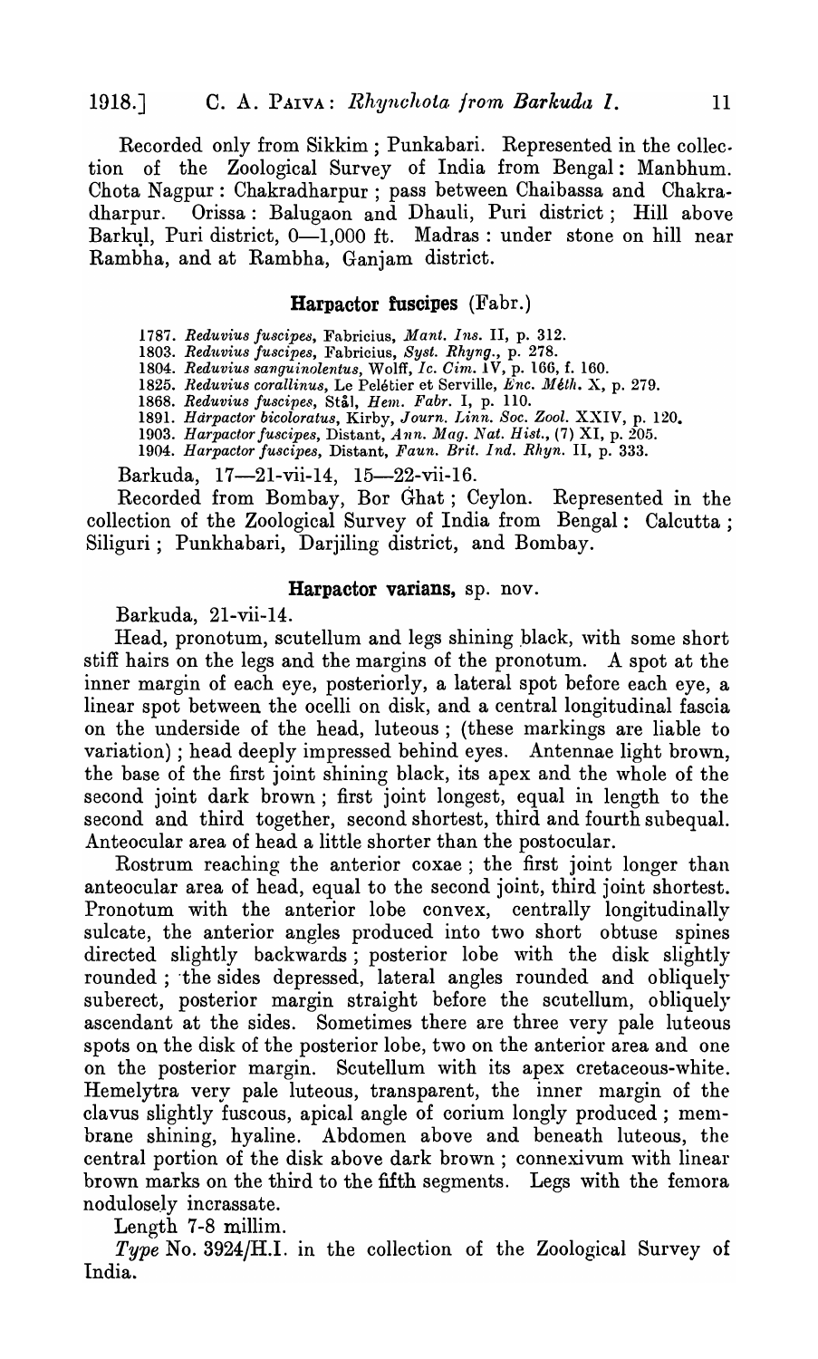Recorded only from Sikkim ; Punkabari. Represented in the collection of the Zoological Survey of India from Bengal: Manbhum. Chota Nagpur : Chakradharpur ; pass between Chaibassa and Chakradharpur. Orissa : Balugaon and Dhauli, Puri district ; Hill above Barkul, Puri district, 0—1,000 ft. Madras : under stone on hill near Rambha, and at Rambha, Ganjam district.

## Harpactor fuscipes (Fabr.)

1787. *Reduvius fuscipes*, Fabricius, *Mant. Ins.* II, p. 312.
1803. *Reduvius fuscipes*, Fabricius, *Syst. Rhyng.*, p. 278.
1804. *Reduvius sanguinolentus*, Wolff, *Ic. Cim.* IV, p. 166, f. 160.
1825. *Reduvius corallinus*, Le Pelétier et Serville, *Enc. Méth.* X, p. 279.
1868. *Reduvius fuscipes*, Stål, *Hem. Fabr.* I, p. 110.
1891. *Harpactor bicoloratus*, Kirby, *Journ. Linn. Soc. Zool.* XXIV, p. 120.
1903. *Harpactor fuscipes*, Distant, *Ann. Mag. Nat. Hist.*, (7) XI, p. 205.
1904. *Harpactor fuscipes*, Distant, *Faun. Brit. Ind. Rhyn.* II, p. 333.

Barkuda, 17—21-vii-14, 15—22-vii-16.

Recorded from Bombay, Bor Ghat ; Ceylon. Represented in the collection of the Zoological Survey of India from Bengal: Calcutta ; Siliguri ; Punkhabari, Darjiling district, and Bombay.

## Harpactor varians, sp. nov.

Barkuda, 21-vii-14.

Head, pronotum, scutellum and legs shining black, with some short stiff hairs on the legs and the margins of the pronotum. A spot at the inner margin of each eye, posteriorly, a lateral spot before each eye, a linear spot between the ocelli on disk, and a central longitudinal fascia on the underside of the head, luteous ; (these markings are liable to variation) ; head deeply impressed behind eyes. Antennae light brown, the base of the first joint shining black, its apex and the whole of the second joint dark brown ; first joint longest, equal in length to the second and third together, second shortest, third and fourth subequal. Anteocular area of head a little shorter than the postocular.

Rostrum reaching the anterior coxae ; the first joint longer than anteocular area of head, equal to the second joint, third joint shortest. Pronotum with the anterior lobe convex, centrally longitudinally sulcate, the anterior angles produced into two short obtuse spines directed slightly backwards ; posterior lobe with the disk slightly rounded ; the sides depressed, lateral angles rounded and obliquely suberect, posterior margin straight before the scutellum, obliquely ascendant at the sides. Sometimes there are three very pale luteous spots on the disk of the posterior lobe, two on the anterior area and one on the posterior margin. Scutellum with its apex cretaceous-white. Hemelytra very pale luteous, transparent, the inner margin of the clavus slightly fuscous, apical angle of corium longly produced ; membrane shining, hyaline. Abdomen above and beneath luteous, the central portion of the disk above dark brown ; connexivum with linear brown marks on the third to the fifth segments. Legs with the femora nodulosely incrassate.

Length 7-8 millim.

*Type* No. 3924/H.I. in the collection of the Zoological Survey of India.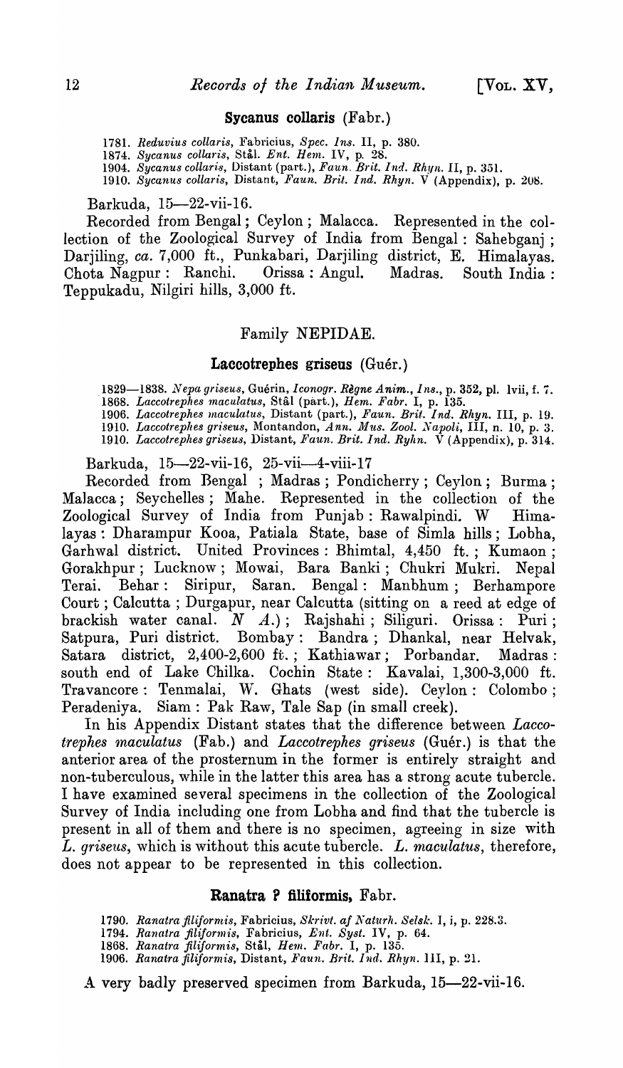### Sycanus collaris (Fabr.)

1781. *Reduvius collaris*, Fabricius, *Spec. Ins.* II, p. 380.
1874. *Sycanus collaris*, Stål. *Ent. Hem.* IV, p. 28.
1904. *Sycanus collaris*, Distant (part.), *Faun. Brit. Ind. Rhyn.* II, p. 351.
1910. *Sycanus collaris*, Distant, *Faun. Brit. Ind. Rhyn.* V (Appendix), p. 208.

Barkuda, 15—22-vii-16.

Recorded from Bengal; Ceylon; Malacca. Represented in the collection of the Zoological Survey of India from Bengal: Sahebganj; Darjiling, *ca.* 7,000 ft., Punkabari, Darjiling district, E. Himalayas. Chota Nagpur: Ranchi. Orissa: Angul. Madras. South India: Teppukadu, Nilgiri hills, 3,000 ft.

## Family NEPIDAE.

### Laccotrephes griseus (Guér.)

1829—1838. *Nepa griseus*, Guérin, *Iconogr. Règne Anim., Ins.*, p. 352, pl. lvii, f. 7.
1868. *Laccotrephes maculatus*, Stål (part.), *Hem. Fabr.* I, p. 135.
1906. *Laccotrephes maculatus*, Distant (part.), *Faun. Brit. Ind. Rhyn.* III, p. 19.
1910. *Laccotrephes griseus*, Montandon, *Ann. Mus. Zool. Napoli*, III, n. 10, p. 3.
1910. *Laccotrephes griseus*, Distant, *Faun. Brit. Ind. Ryhn.* V (Appendix), p. 314.

Barkuda, 15—22-vii-16, 25-vii—4-viii-17

Recorded from Bengal; Madras; Pondicherry; Ceylon; Burma; Malacca; Seychelles; Mahe. Represented in the collection of the Zoological Survey of India from Punjab: Rawalpindi. W Himalayas: Dharampur Kooa, Patiala State, base of Simla hills; Lobha, Garhwal district. United Provinces: Bhimtal, 4,450 ft.; Kumaon; Gorakhpur; Lucknow; Mowai, Bara Banki; Chukri Mukri. Nepal Terai. Behar: Siripur, Saran. Bengal: Manbhum; Berhampore Court; Calcutta; Durgapur, near Calcutta (sitting on a reed at edge of brackish water canal. *N A.*); Rajshahi; Siliguri. Orissa: Puri; Satpura, Puri district. Bombay: Bandra; Dhankal, near Helvak, Satara district, 2,400-2,600 ft.; Kathiawar; Porbandar. Madras: south end of Lake Chilka. Cochin State: Kavalai, 1,300-3,000 ft. Travancore: Tenmalai, W. Ghats (west side). Ceylon: Colombo; Peradeniya. Siam: Pak Raw, Tale Sap (in small creek).

In his Appendix Distant states that the difference between *Laccotrephes maculatus* (Fab.) and *Laccotrephes griseus* (Guér.) is that the anterior area of the prosternum in the former is entirely straight and non-tuberculous, while in the latter this area has a strong acute tubercle. I have examined several specimens in the collection of the Zoological Survey of India including one from Lobha and find that the tubercle is present in all of them and there is no specimen, agreeing in size with *L. griseus*, which is without this acute tubercle. *L. maculatus*, therefore, does not appear to be represented in this collection.

### Ranatra ? filiformis, Fabr.

1790. *Ranatra filiformis*, Fabricius, *Skrivt. af Naturh. Selsk.* I, i, p. 228.3.
1794. *Ranatra filiformis*, Fabricius, *Ent. Syst.* IV, p. 64.
1868. *Ranatra filiformis*, Stål, *Hem. Fabr.* I, p. 135.
1906. *Ranatra filiformis*, Distant, *Faun. Brit. Ind. Rhyn.* III, p. 21.

A very badly preserved specimen from Barkuda, 15—22-vii-16.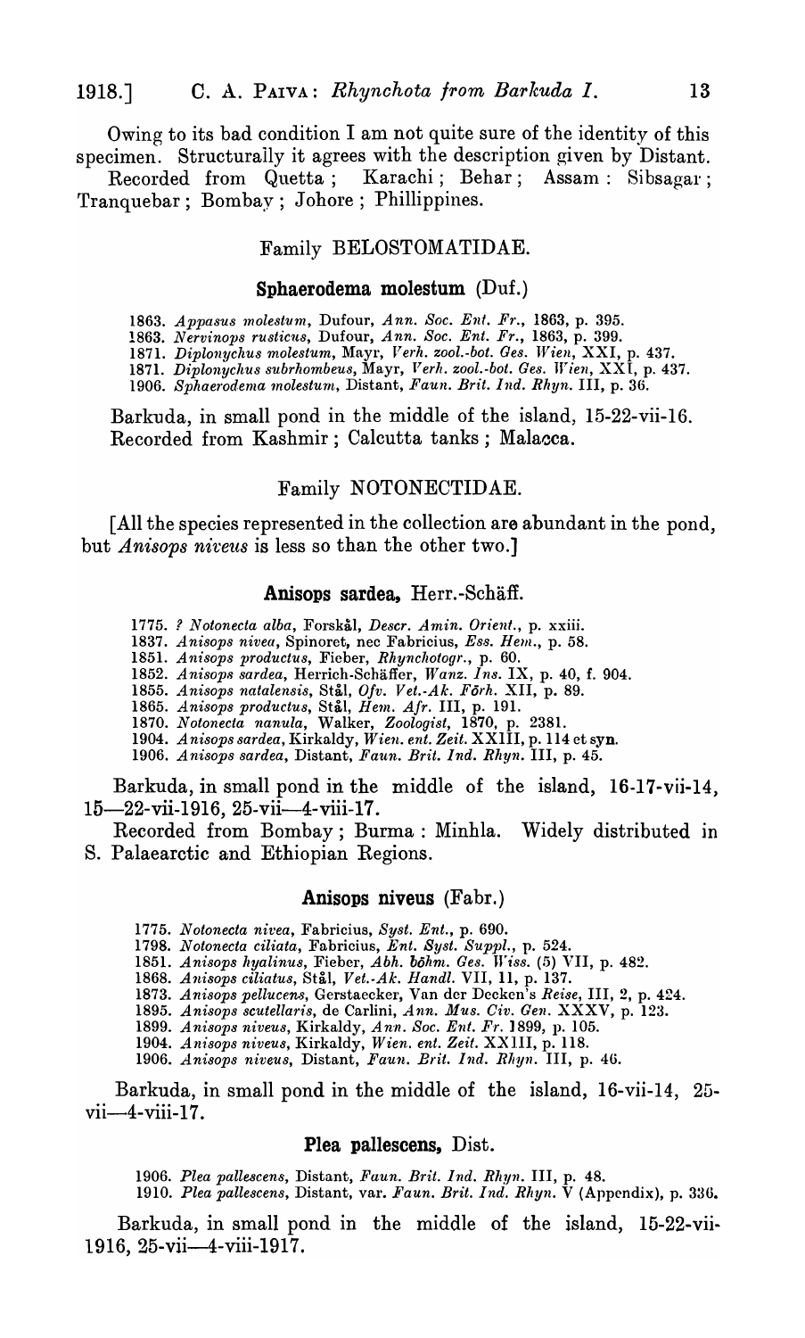Owing to its bad condition I am not quite sure of the identity of this specimen. Structurally it agrees with the description given by Distant.

Recorded from Quetta; Karachi; Behar; Assam: Sibsagar; Tranquebar; Bombay; Johore; Phillippines.

### Family BELOSTOMATIDAE.

#### Sphaerodema molestum (Duf.)

1863. *Appasus molestum*, Dufour, *Ann. Soc. Ent. Fr.*, 1863, p. 395.
1863. *Nervinops rusticus*, Dufour, *Ann. Soc. Ent. Fr.*, 1863, p. 399.
1871. *Diplonychus molestum*, Mayr, *Verh. zool.-bot. Ges. Wien*, XXI, p. 437.
1871. *Diplonychus subrhombeus*, Mayr, *Verh. zool.-bot. Ges. Wien*, XXI, p. 437.
1906. *Sphaerodema molestum*, Distant, *Faun. Brit. Ind. Rhyn.* III, p. 36.

Barkuda, in small pond in the middle of the island, 15-22-vii-16.
Recorded from Kashmir; Calcutta tanks; Malacca.

### Family NOTONECTIDAE.

[All the species represented in the collection are abundant in the pond, but *Anisops niveus* is less so than the other two.]

#### Anisops sardea, Herr.-Schäff.

1775. ? *Notonecta alba*, Forskål, *Descr. Amin. Orient.*, p. xxiii.
1837. *Anisops nivea*, Spinoret, nec Fabricius, *Ess. Hem.*, p. 58.
1851. *Anisops productus*, Fieber, *Rhynchotogr.*, p. 60.
1852. *Anisops sardea*, Herrich-Schäffer, *Wanz. Ins.* IX, p. 40, f. 904.
1855. *Anisops natalensis*, Stål, *Ofv. Vet.-Ak. Förh.* XII, p. 89.
1865. *Anisops productus*, Stål, *Hem. Afr.* III, p. 191.
1870. *Notonecta nanula*, Walker, *Zoologist*, 1870, p. 2381.
1904. *Anisops sardea*, Kirkaldy, *Wien. ent. Zeit.* XXIII, p. 114 et syn.
1906. *Anisops sardea*, Distant, *Faun. Brit. Ind. Rhyn.* III, p. 45.

Barkuda, in small pond in the middle of the island, 16-17-vii-14, 15—22-vii-1916, 25-vii—4-viii-17.

Recorded from Bombay; Burma: Minhla. Widely distributed in S. Palaearctic and Ethiopian Regions.

#### Anisops niveus (Fabr.)

1775. *Notonecta nivea*, Fabricius, *Syst. Ent.*, p. 690.
1798. *Notonecta ciliata*, Fabricius, *Ent. Syst. Suppl.*, p. 524.
1851. *Anisops hyalinus*, Fieber, *Abh. böhm. Ges. Wiss.* (5) VII, p. 482.
1868. *Anisops ciliatus*, Stål, *Vet.-Ak. Handl.* VII, 11, p. 137.
1873. *Anisops pellucens*, Gerstaecker, Van der Decken's *Reise*, III, 2, p. 424.
1895. *Anisops scutellaris*, de Carlini, *Ann. Mus. Civ. Gen.* XXXV, p. 123.
1899. *Anisops niveus*, Kirkaldy, *Ann. Soc. Ent. Fr.* 1899, p. 105.
1904. *Anisops niveus*, Kirkaldy, *Wien. ent. Zeit.* XXIII, p. 118.
1906. *Anisops niveus*, Distant, *Faun. Brit. Ind. Rhyn.* III, p. 46.

Barkuda, in small pond in the middle of the island, 16-vii-14, 25-vii—4-viii-17.

#### Plea pallescens, Dist.

1906. *Plea pallescens*, Distant, *Faun. Brit. Ind. Rhyn.* III, p. 48.
1910. *Plea pallescens*, Distant, var. *Faun. Brit. Ind. Rhyn.* V (Appendix), p. 336.

Barkuda, in small pond in the middle of the island, 15-22-vii-1916, 25-vii—4-viii-1917.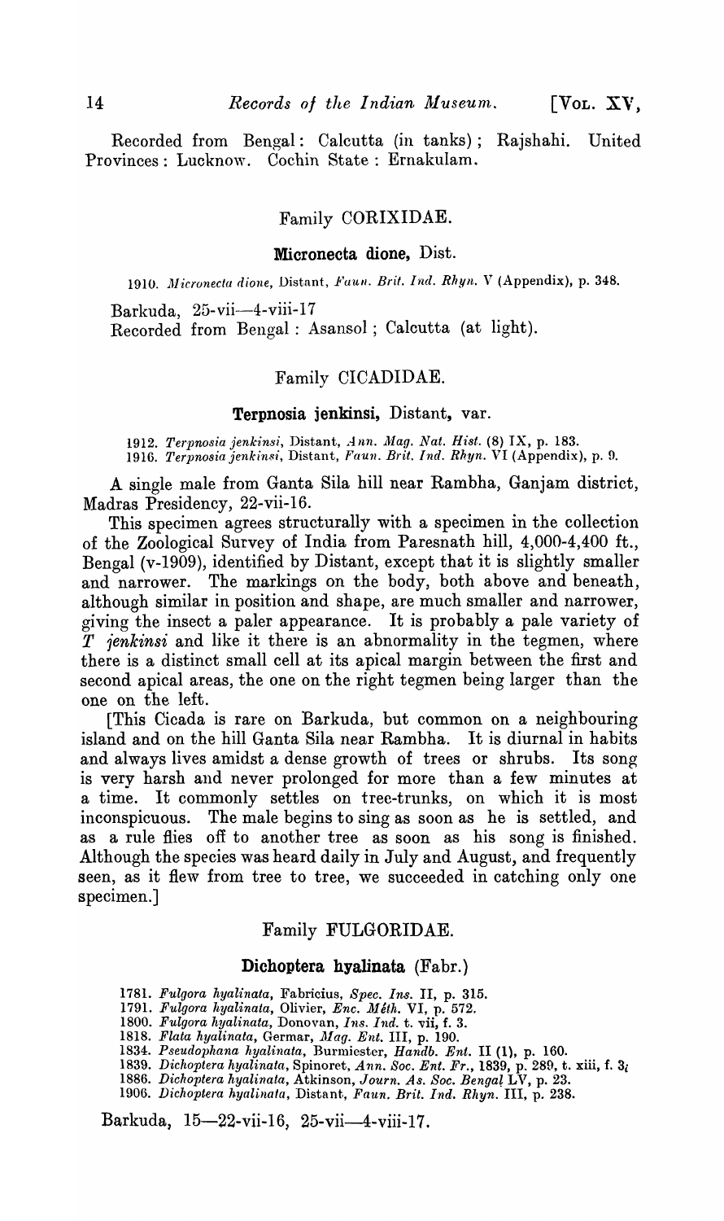Recorded from Bengal: Calcutta (in tanks); Rajshahi. United Provinces: Lucknow. Cochin State: Ernakulam.

## Family CORIXIDAE.

### Micronecta dione, Dist.

1910. *Micronecta dione*, Distant, *Faun. Brit. Ind. Rhyn.* V (Appendix), p. 348.

Barkuda, 25-vii—4-viii-17

Recorded from Bengal: Asansol; Calcutta (at light).

## Family CICADIDAE.

### Terpnosia jenkinsi, Distant, var.

1912. *Terpnosia jenkinsi*, Distant, *Ann. Mag. Nat. Hist.* (8) IX, p. 183.
1916. *Terpnosia jenkinsi*, Distant, *Faun. Brit. Ind. Rhyn.* VI (Appendix), p. 9.

A single male from Ganta Sila hill near Rambha, Ganjam district, Madras Presidency, 22-vii-16.

This specimen agrees structurally with a specimen in the collection of the Zoological Survey of India from Paresnath hill, 4,000-4,400 ft., Bengal (v-1909), identified by Distant, except that it is slightly smaller and narrower. The markings on the body, both above and beneath, although similar in position and shape, are much smaller and narrower, giving the insect a paler appearance. It is probably a pale variety of *T jenkinsi* and like it there is an abnormality in the tegmen, where there is a distinct small cell at its apical margin between the first and second apical areas, the one on the right tegmen being larger than the one on the left.

[This Cicada is rare on Barkuda, but common on a neighbouring island and on the hill Ganta Sila near Rambha. It is diurnal in habits and always lives amidst a dense growth of trees or shrubs. Its song is very harsh and never prolonged for more than a few minutes at a time. It commonly settles on tree-trunks, on which it is most inconspicuous. The male begins to sing as soon as he is settled, and as a rule flies off to another tree as soon as his song is finished. Although the species was heard daily in July and August, and frequently seen, as it flew from tree to tree, we succeeded in catching only one specimen.]

## Family FULGORIDAE.

### Dichoptera hyalinata (Fabr.)

1781. *Fulgora hyalinata*, Fabricius, *Spec. Ins.* II, p. 315.
1791. *Fulgora hyalinata*, Olivier, *Enc. Méth.* VI, p. 572.
1800. *Fulgora hyalinata*, Donovan, *Ins. Ind.* t. vii, f. 3.
1818. *Flata hyalinata*, Germar, *Mag. Ent.* III, p. 190.
1834. *Pseudophana hyalinata*, Burmiester, *Handb. Ent.* II (1), p. 160.
1839. *Dichoptera hyalinata*, Spinoret, *Ann. Soc. Ent. Fr.*, 1839, p. 289, t. xiii, f. 3;
1886. *Dichoptera hyalinata*, Atkinson, *Journ. As. Soc. Bengal* LV, p. 23.
1906. *Dichoptera hyalinata*, Distant, *Faun. Brit. Ind. Rhyn.* III, p. 238.

Barkuda, 15—22-vii-16, 25-vii—4-viii-17.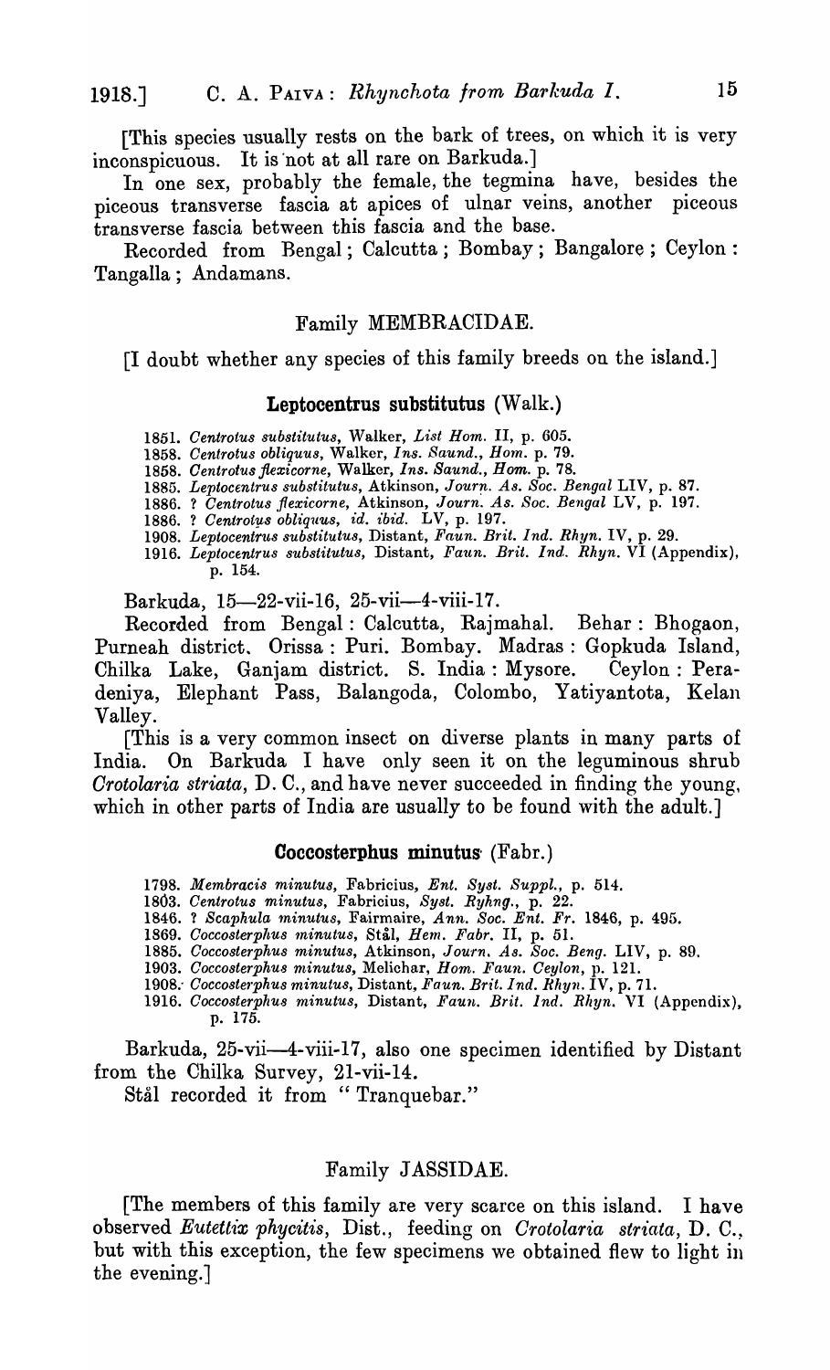[This species usually rests on the bark of trees, on which it is very inconspicuous. It is not at all rare on Barkuda.]

In one sex, probably the female, the tegmina have, besides the piceous transverse fascia at apices of ulnar veins, another piceous transverse fascia between this fascia and the base.

Recorded from Bengal; Calcutta; Bombay; Bangalore; Ceylon: Tangalla; Andamans.

## Family MEMBRACIDAE.

[I doubt whether any species of this family breeds on the island.]

### Leptocentrus substitutus (Walk.)

1851. *Centrotus substitutus*, Walker, *List Hom.* II, p. 605.
1858. *Centrotus obliquus*, Walker, *Ins. Saund., Hom.* p. 79.
1858. *Centrotus flexicorne*, Walker, *Ins. Saund., Hom.* p. 78.
1885. *Leptocentrus substitutus*, Atkinson, *Journ. As. Soc. Bengal* LIV, p. 87.
1886. ? *Centrotus flexicorne*, Atkinson, *Journ. As. Soc. Bengal* LV, p. 197.
1886. ? *Centrotus obliquus*, *id. ibid.* LV, p. 197.
1908. *Leptocentrus substitutus*, Distant, *Faun. Brit. Ind. Rhyn.* IV, p. 29.
1916. *Leptocentrus substitutus*, Distant, *Faun. Brit. Ind. Rhyn.* VI (Appendix), p. 154.

Barkuda, 15—22-vii-16, 25-vii—4-viii-17.

Recorded from Bengal: Calcutta, Rajmahal. Behar: Bhogaon, Purneah district. Orissa: Puri. Bombay. Madras: Gopkuda Island, Chilka Lake, Ganjam district. S. India: Mysore. Ceylon: Peradeniya, Elephant Pass, Balangoda, Colombo, Yatiyantota, Kelan Valley.

[This is a very common insect on diverse plants in many parts of India. On Barkuda I have only seen it on the leguminous shrub *Crotolaria striata*, D. C., and have never succeeded in finding the young, which in other parts of India are usually to be found with the adult.]

### Coccosterphus minutus (Fabr.)

1798. *Membracis minutus*, Fabricius, *Ent. Syst. Suppl.*, p. 514.
1803. *Centrotus minutus*, Fabricius, *Syst. Ryhng.*, p. 22.
1846. ? *Scaphula minutus*, Fairmaire, *Ann. Soc. Ent. Fr.* 1846, p. 495.
1869. *Coccosterphus minutus*, Stål, *Hem. Fabr.* II, p. 51.
1885. *Coccosterphus minutus*, Atkinson, *Journ. As. Soc. Beng.* LIV, p. 89.
1903. *Coccosterphus minutus*, Melichar, *Hom. Faun. Ceylon*, p. 121.
1908. *Coccosterphus minutus*, Distant, *Faun. Brit. Ind. Rhyn.* IV, p. 71.
1916. *Coccosterphus minutus*, Distant, *Faun. Brit. Ind. Rhyn.* VI (Appendix), p. 175.

Barkuda, 25-vii—4-viii-17, also one specimen identified by Distant from the Chilka Survey, 21-vii-14.

Stål recorded it from "Tranquebar."

## Family JASSIDAE.

[The members of this family are very scarce on this island. I have observed *Eutettix phycitis*, Dist., feeding on *Crotolaria striata*, D. C., but with this exception, the few specimens we obtained flew to light in the evening.]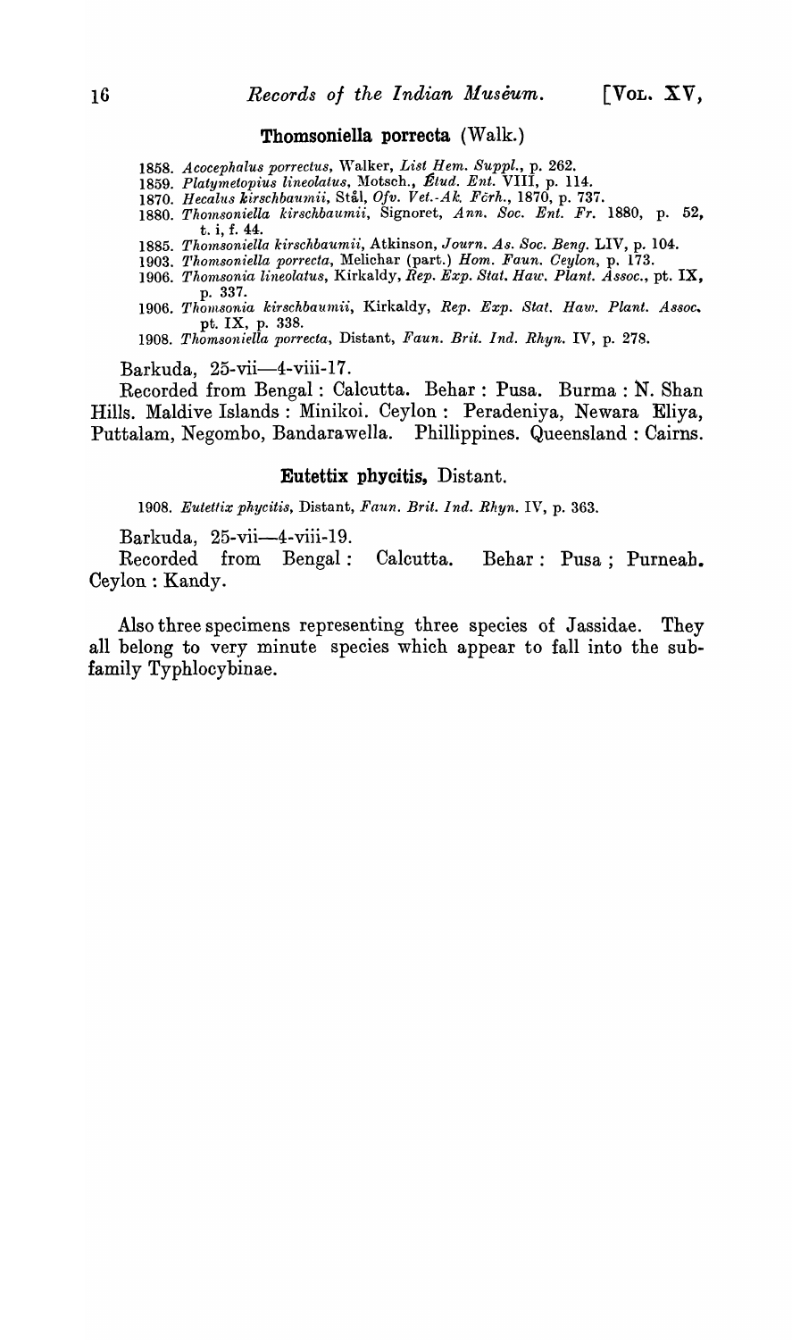### **Thomsoniella porrecta** (Walk.)

1858. *Acocephalus porrectus*, Walker, *List Hem. Suppl.*, p. 262.
1859. *Platymetopius lineolatus*, Motsch., *Étud. Ent.* VIII, p. 114.
1870. *Hecalus kirschbaumii*, Stål, *Ofv. Vet.-Ak. Förh.*, 1870, p. 737.
1880. *Thomsoniella kirschbaumii*, Signoret, *Ann. Soc. Ent. Fr.* 1880, p. 52, t. i, f. 44.
1885. *Thomsoniella kirschbaumii*, Atkinson, *Journ. As. Soc. Beng.* LIV, p. 104.
1903. *Thomsoniella porrecta*, Melichar (part.) *Hom. Faun. Ceylon*, p. 173.
1906. *Thomsonia lineolatus*, Kirkaldy, *Rep. Exp. Stat. Haw. Plant. Assoc.*, pt. IX, p. 337.
1906. *Thomsonia kirschbaumii*, Kirkaldy, *Rep. Exp. Stat. Haw. Plant. Assoc.* pt. IX, p. 338.
1908. *Thomsoniella porrecta*, Distant, *Faun. Brit. Ind. Rhyn.* IV, p. 278.

Barkuda, 25-vii—4-viii-17.

Recorded from Bengal : Calcutta. Behar : Pusa. Burma : N. Shan Hills. Maldive Islands : Minikoi. Ceylon : Peradeniya, Newara Eliya, Puttalam, Negombo, Bandarawella. Phillippines. Queensland : Cairns.

### **Eutettix phycitis,** Distant.

1908. *Eutettix phycitis*, Distant, *Faun. Brit. Ind. Rhyn.* IV, p. 363.

Barkuda, 25-vii—4-viii-19.

Recorded from Bengal : Calcutta. Behar : Pusa ; Purneah. Ceylon : Kandy.

Also three specimens representing three species of Jassidae. They all belong to very minute species which appear to fall into the subfamily Typhlocybinae.